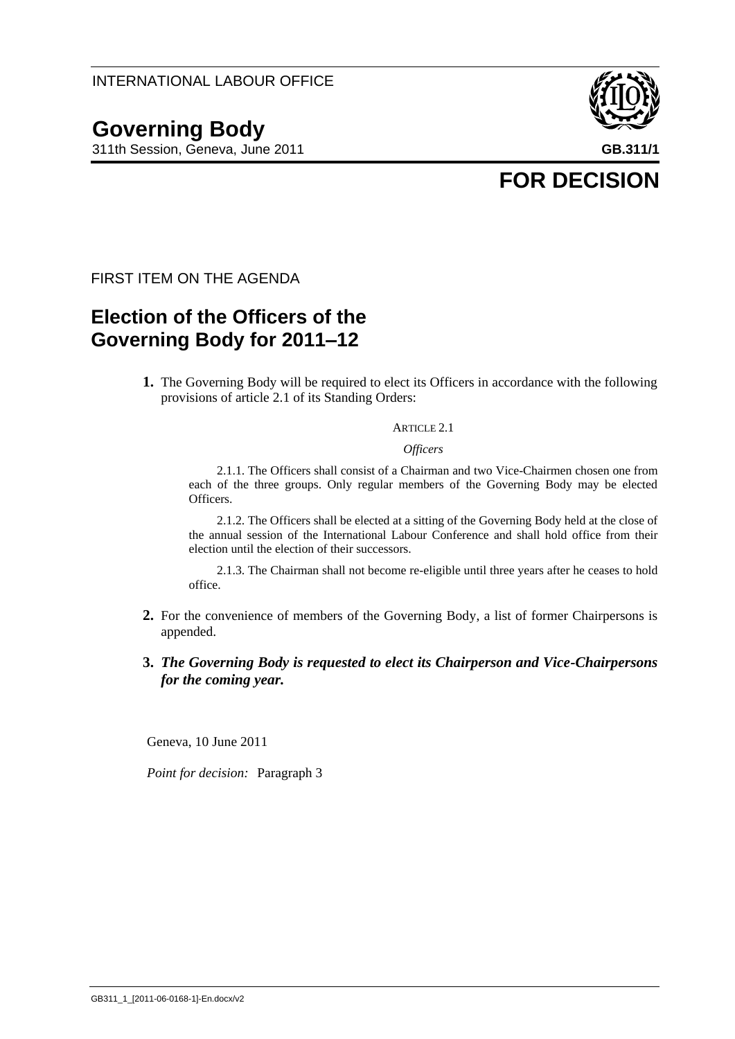INTERNATIONAL LABOUR OFFICE

# Governing Body

311th Session, Geneva, June 2011

**GB.311/1**

**FOR DECISION**

FIRST ITEM ON THE AGENDA

## Election of the Officers of the Governing Body for 2011–12

**1.** The Governing Body will be required to elect its Officers in accordance with the following provisions of article 2.1 of its Standing Orders:

> ARTICLE 2.1
>
> *Officers*
>
> 2.1.1. The Officers shall consist of a Chairman and two Vice-Chairmen chosen one from each of the three groups. Only regular members of the Governing Body may be elected Officers.
>
> 2.1.2. The Officers shall be elected at a sitting of the Governing Body held at the close of the annual session of the International Labour Conference and shall hold office from their election until the election of their successors.
>
> 2.1.3. The Chairman shall not become re-eligible until three years after he ceases to hold office.

**2.** For the convenience of members of the Governing Body, a list of former Chairpersons is appended.

**3.** ***The Governing Body is requested to elect its Chairperson and Vice-Chairpersons for the coming year.***

Geneva, 10 June 2011

*Point for decision:* Paragraph 3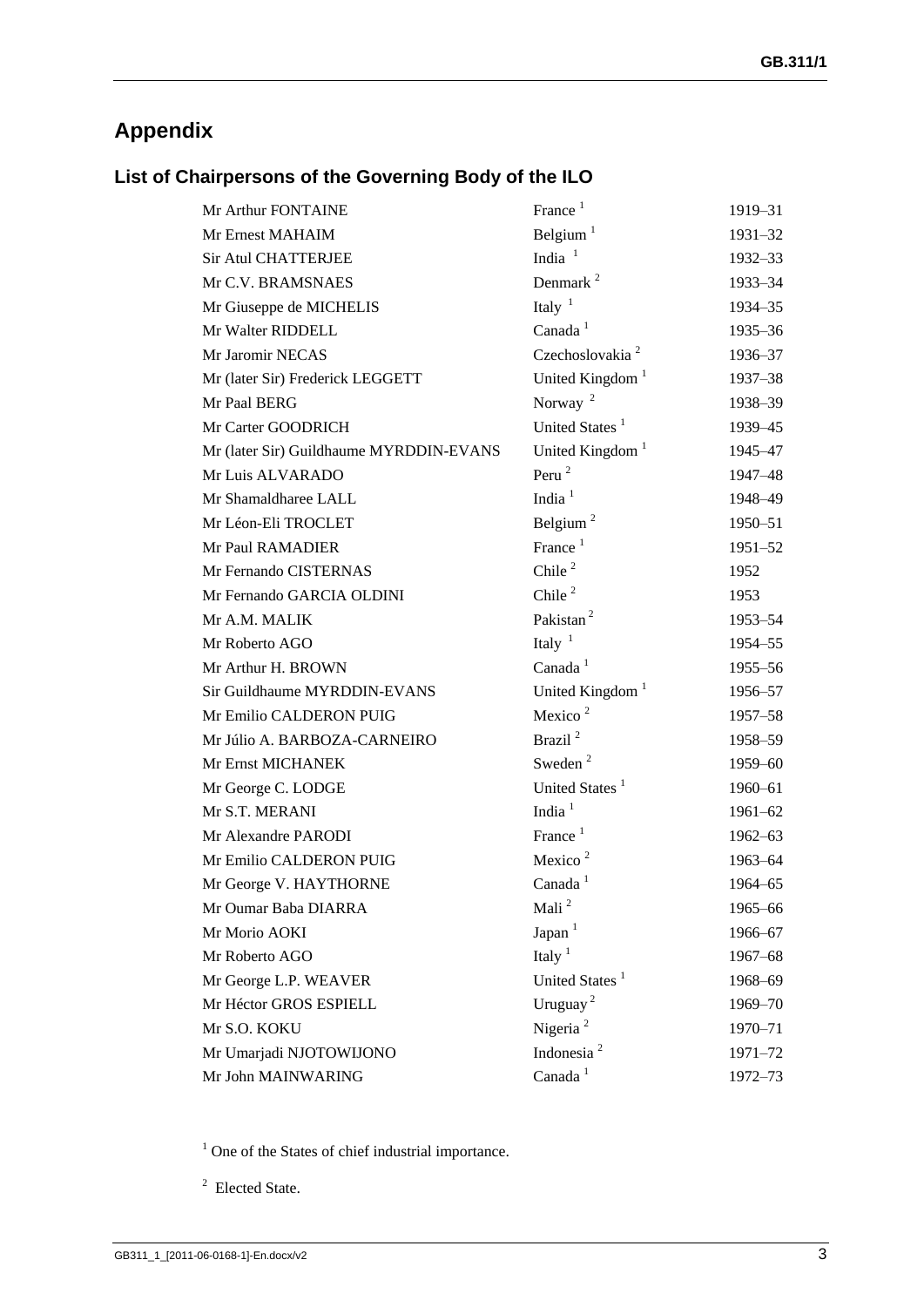# Appendix

## List of Chairpersons of the Governing Body of the ILO

| | | |
|---|---|---|
| Mr Arthur FONTAINE | France [1] | 1919–31 |
| Mr Ernest MAHAIM | Belgium [1] | 1931–32 |
| Sir Atul CHATTERJEE | India [1] | 1932–33 |
| Mr C.V. BRAMSNAES | Denmark [2] | 1933–34 |
| Mr Giuseppe de MICHELIS | Italy [1] | 1934–35 |
| Mr Walter RIDDELL | Canada [1] | 1935–36 |
| Mr Jaromir NECAS | Czechoslovakia [2] | 1936–37 |
| Mr (later Sir) Frederick LEGGETT | United Kingdom [1] | 1937–38 |
| Mr Paal BERG | Norway [2] | 1938–39 |
| Mr Carter GOODRICH | United States [1] | 1939–45 |
| Mr (later Sir) Guildhaume MYRDDIN-EVANS | United Kingdom [1] | 1945–47 |
| Mr Luis ALVARADO | Peru [2] | 1947–48 |
| Mr Shamaldharee LALL | India [1] | 1948–49 |
| Mr Léon-Eli TROCLET | Belgium [2] | 1950–51 |
| Mr Paul RAMADIER | France [1] | 1951–52 |
| Mr Fernando CISTERNAS | Chile [2] | 1952 |
| Mr Fernando GARCIA OLDINI | Chile [2] | 1953 |
| Mr A.M. MALIK | Pakistan [2] | 1953–54 |
| Mr Roberto AGO | Italy [1] | 1954–55 |
| Mr Arthur H. BROWN | Canada [1] | 1955–56 |
| Sir Guildhaume MYRDDIN-EVANS | United Kingdom [1] | 1956–57 |
| Mr Emilio CALDERON PUIG | Mexico [2] | 1957–58 |
| Mr Júlio A. BARBOZA-CARNEIRO | Brazil [2] | 1958–59 |
| Mr Ernst MICHANEK | Sweden [2] | 1959–60 |
| Mr George C. LODGE | United States [1] | 1960–61 |
| Mr S.T. MERANI | India [1] | 1961–62 |
| Mr Alexandre PARODI | France [1] | 1962–63 |
| Mr Emilio CALDERON PUIG | Mexico [2] | 1963–64 |
| Mr George V. HAYTHORNE | Canada [1] | 1964–65 |
| Mr Oumar Baba DIARRA | Mali [2] | 1965–66 |
| Mr Morio AOKI | Japan [1] | 1966–67 |
| Mr Roberto AGO | Italy [1] | 1967–68 |
| Mr George L.P. WEAVER | United States [1] | 1968–69 |
| Mr Héctor GROS ESPIELL | Uruguay [2] | 1969–70 |
| Mr S.O. KOKU | Nigeria [2] | 1970–71 |
| Mr Umarjadi NJOTOWIJONO | Indonesia [2] | 1971–72 |
| Mr John MAINWARING | Canada [1] | 1972–73 |

[1] One of the States of chief industrial importance.

[2] Elected State.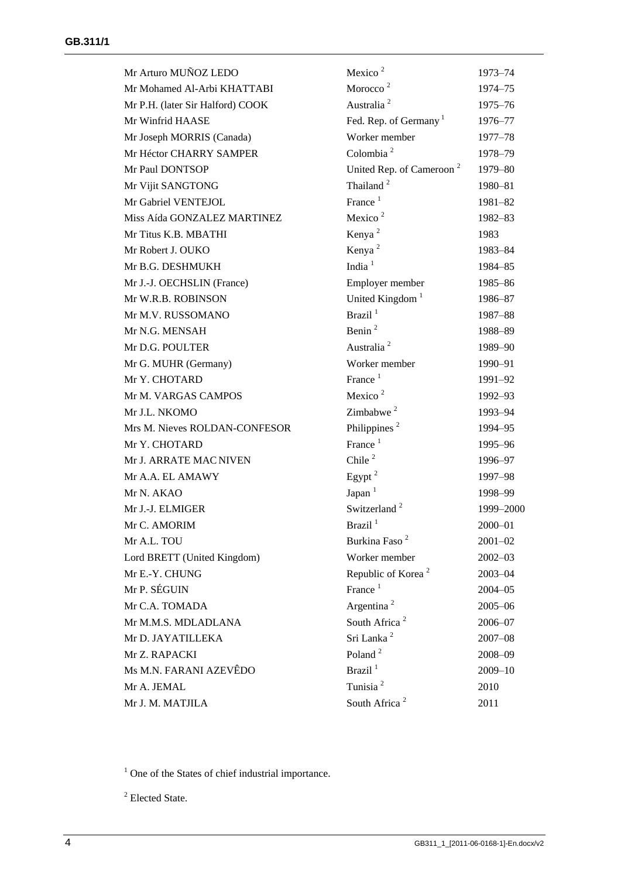| | | |
|---|---|---|
| Mr Arturo MUÑOZ LEDO | Mexico [2] | 1973–74 |
| Mr Mohamed Al-Arbi KHATTABI | Morocco [2] | 1974–75 |
| Mr P.H. (later Sir Halford) COOK | Australia [2] | 1975–76 |
| Mr Winfrid HAASE | Fed. Rep. of Germany [1] | 1976–77 |
| Mr Joseph MORRIS (Canada) | Worker member | 1977–78 |
| Mr Héctor CHARRY SAMPER | Colombia [2] | 1978–79 |
| Mr Paul DONTSOP | United Rep. of Cameroon [2] | 1979–80 |
| Mr Vijit SANGTONG | Thailand [2] | 1980–81 |
| Mr Gabriel VENTEJOL | France [1] | 1981–82 |
| Miss Aída GONZALEZ MARTINEZ | Mexico [2] | 1982–83 |
| Mr Titus K.B. MBATHI | Kenya [2] | 1983 |
| Mr Robert J. OUKO | Kenya [2] | 1983–84 |
| Mr B.G. DESHMUKH | India [1] | 1984–85 |
| Mr J.-J. OECHSLIN (France) | Employer member | 1985–86 |
| Mr W.R.B. ROBINSON | United Kingdom [1] | 1986–87 |
| Mr M.V. RUSSOMANO | Brazil [1] | 1987–88 |
| Mr N.G. MENSAH | Benin [2] | 1988–89 |
| Mr D.G. POULTER | Australia [2] | 1989–90 |
| Mr G. MUHR (Germany) | Worker member | 1990–91 |
| Mr Y. CHOTARD | France [1] | 1991–92 |
| Mr M. VARGAS CAMPOS | Mexico [2] | 1992–93 |
| Mr J.L. NKOMO | Zimbabwe [2] | 1993–94 |
| Mrs M. Nieves ROLDAN-CONFESOR | Philippines [2] | 1994–95 |
| Mr Y. CHOTARD | France [1] | 1995–96 |
| Mr J. ARRATE MAC NIVEN | Chile [2] | 1996–97 |
| Mr A.A. EL AMAWY | Egypt [2] | 1997–98 |
| Mr N. AKAO | Japan [1] | 1998–99 |
| Mr J.-J. ELMIGER | Switzerland [2] | 1999–2000 |
| Mr C. AMORIM | Brazil [1] | 2000–01 |
| Mr A.L. TOU | Burkina Faso [2] | 2001–02 |
| Lord BRETT (United Kingdom) | Worker member | 2002–03 |
| Mr E.-Y. CHUNG | Republic of Korea [2] | 2003–04 |
| Mr P. SÉGUIN | France [1] | 2004–05 |
| Mr C.A. TOMADA | Argentina [2] | 2005–06 |
| Mr M.M.S. MDLADLANA | South Africa [2] | 2006–07 |
| Mr D. JAYATILLEKA | Sri Lanka [2] | 2007–08 |
| Mr Z. RAPACKI | Poland [2] | 2008–09 |
| Ms M.N. FARANI AZEVÊDO | Brazil [1] | 2009–10 |
| Mr A. JEMAL | Tunisia [2] | 2010 |
| Mr J. M. MATJILA | South Africa [2] | 2011 |

[1] One of the States of chief industrial importance.

[2] Elected State.